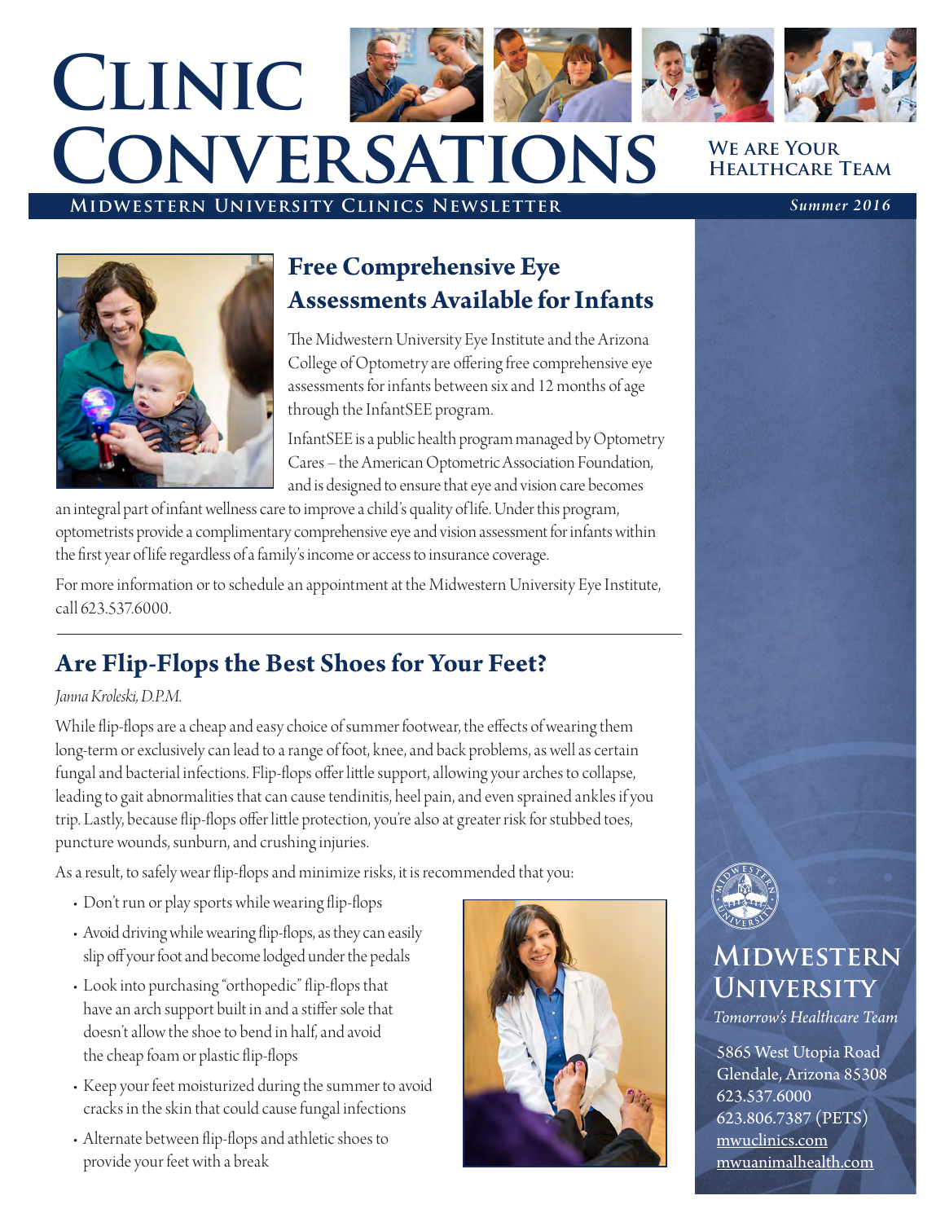# Clinic Conversations

**Midwestern University Clinics Newsletter**

**We are Your Healthcare Team**

*Summer 2016*

## Free Comprehensive Eye Assessments Available for Infants

The Midwestern University Eye Institute and the Arizona College of Optometry are offering free comprehensive eye assessments for infants between six and 12 months of age through the InfantSEE program.

InfantSEE is a public health program managed by Optometry Cares – the American Optometric Association Foundation, and is designed to ensure that eye and vision care becomes an integral part of infant wellness care to improve a child's quality of life. Under this program, optometrists provide a complimentary comprehensive eye and vision assessment for infants within the first year of life regardless of a family's income or access to insurance coverage.

For more information or to schedule an appointment at the Midwestern University Eye Institute, call 623.537.6000.

## Are Flip-Flops the Best Shoes for Your Feet?

*Janna Kroleski, D.P.M.*

While flip-flops are a cheap and easy choice of summer footwear, the effects of wearing them long-term or exclusively can lead to a range of foot, knee, and back problems, as well as certain fungal and bacterial infections. Flip-flops offer little support, allowing your arches to collapse, leading to gait abnormalities that can cause tendinitis, heel pain, and even sprained ankles if you trip. Lastly, because flip-flops offer little protection, you're also at greater risk for stubbed toes, puncture wounds, sunburn, and crushing injuries.

As a result, to safely wear flip-flops and minimize risks, it is recommended that you:

- Don't run or play sports while wearing flip-flops
- Avoid driving while wearing flip-flops, as they can easily slip off your foot and become lodged under the pedals
- Look into purchasing "orthopedic" flip-flops that have an arch support built in and a stiffer sole that doesn't allow the shoe to bend in half, and avoid the cheap foam or plastic flip-flops
- Keep your feet moisturized during the summer to avoid cracks in the skin that could cause fungal infections
- Alternate between flip-flops and athletic shoes to provide your feet with a break

**Midwestern University**

*Tomorrow's Healthcare Team*

5865 West Utopia Road
Glendale, Arizona 85308
623.537.6000
623.806.7387 (PETS)
mwuclinics.com
mwuanimalhealth.com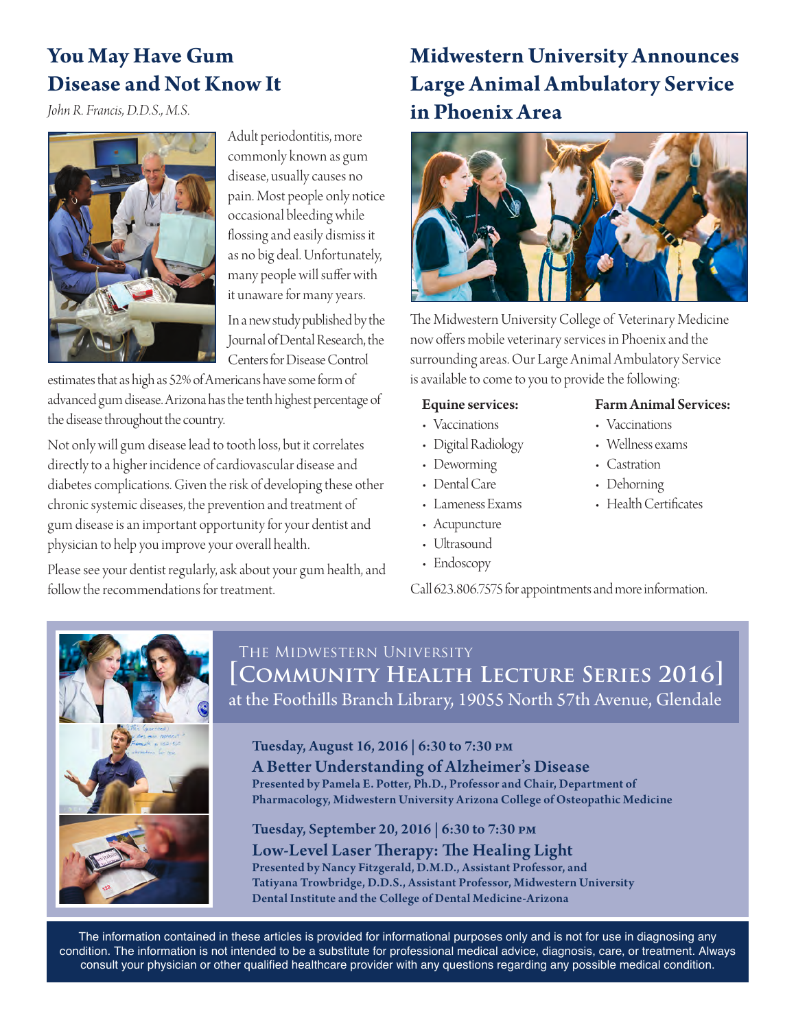## You May Have Gum Disease and Not Know It

*John R. Francis, D.D.S., M.S.*

Adult periodontitis, more commonly known as gum disease, usually causes no pain. Most people only notice occasional bleeding while flossing and easily dismiss it as no big deal. Unfortunately, many people will suffer with it unaware for many years.

In a new study published by the Journal of Dental Research, the Centers for Disease Control estimates that as high as 52% of Americans have some form of advanced gum disease. Arizona has the tenth highest percentage of the disease throughout the country.

Not only will gum disease lead to tooth loss, but it correlates directly to a higher incidence of cardiovascular disease and diabetes complications. Given the risk of developing these other chronic systemic diseases, the prevention and treatment of gum disease is an important opportunity for your dentist and physician to help you improve your overall health.

Please see your dentist regularly, ask about your gum health, and follow the recommendations for treatment.

## Midwestern University Announces Large Animal Ambulatory Service in Phoenix Area

The Midwestern University College of Veterinary Medicine now offers mobile veterinary services in Phoenix and the surrounding areas. Our Large Animal Ambulatory Service is available to come to you to provide the following:

**Equine services:**

- Vaccinations
- Digital Radiology
- Deworming
- Dental Care
- Lameness Exams
- Acupuncture
- Ultrasound
- Endoscopy

**Farm Animal Services:**

- Vaccinations
- Wellness exams
- Castration
- Dehorning
- Health Certificates

Call 623.806.7575 for appointments and more information.

## The Midwestern University [Community Health Lecture Series 2016]

at the Foothills Branch Library, 19055 North 57th Avenue, Glendale

**Tuesday, August 16, 2016 | 6:30 to 7:30 PM**

**A Better Understanding of Alzheimer's Disease**

**Presented by Pamela E. Potter, Ph.D., Professor and Chair, Department of Pharmacology, Midwestern University Arizona College of Osteopathic Medicine**

**Tuesday, September 20, 2016 | 6:30 to 7:30 PM**

**Low-Level Laser Therapy: The Healing Light**

**Presented by Nancy Fitzgerald, D.M.D., Assistant Professor, and Tatiyana Trowbridge, D.D.S., Assistant Professor, Midwestern University Dental Institute and the College of Dental Medicine-Arizona**

The information contained in these articles is provided for informational purposes only and is not for use in diagnosing any condition. The information is not intended to be a substitute for professional medical advice, diagnosis, care, or treatment. Always consult your physician or other qualified healthcare provider with any questions regarding any possible medical condition.